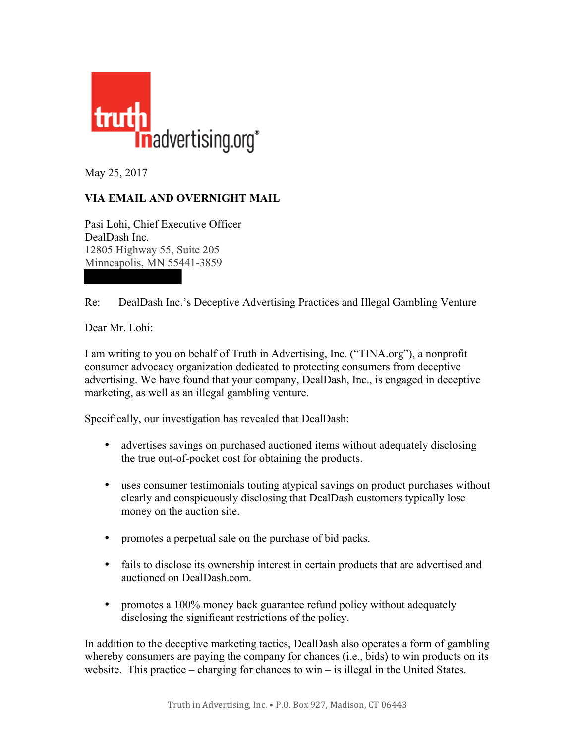truth in advertising.org®

May 25, 2017

**VIA EMAIL AND OVERNIGHT MAIL**

Pasi Lohi, Chief Executive Officer
DealDash Inc.
12805 Highway 55, Suite 205
Minneapolis, MN 55441-3859

Re: DealDash Inc.'s Deceptive Advertising Practices and Illegal Gambling Venture

Dear Mr. Lohi:

I am writing to you on behalf of Truth in Advertising, Inc. ("TINA.org"), a nonprofit consumer advocacy organization dedicated to protecting consumers from deceptive advertising. We have found that your company, DealDash, Inc., is engaged in deceptive marketing, as well as an illegal gambling venture.

Specifically, our investigation has revealed that DealDash:

- advertises savings on purchased auctioned items without adequately disclosing the true out-of-pocket cost for obtaining the products.
- uses consumer testimonials touting atypical savings on product purchases without clearly and conspicuously disclosing that DealDash customers typically lose money on the auction site.
- promotes a perpetual sale on the purchase of bid packs.
- fails to disclose its ownership interest in certain products that are advertised and auctioned on DealDash.com.
- promotes a 100% money back guarantee refund policy without adequately disclosing the significant restrictions of the policy.

In addition to the deceptive marketing tactics, DealDash also operates a form of gambling whereby consumers are paying the company for chances (i.e., bids) to win products on its website. This practice – charging for chances to win – is illegal in the United States.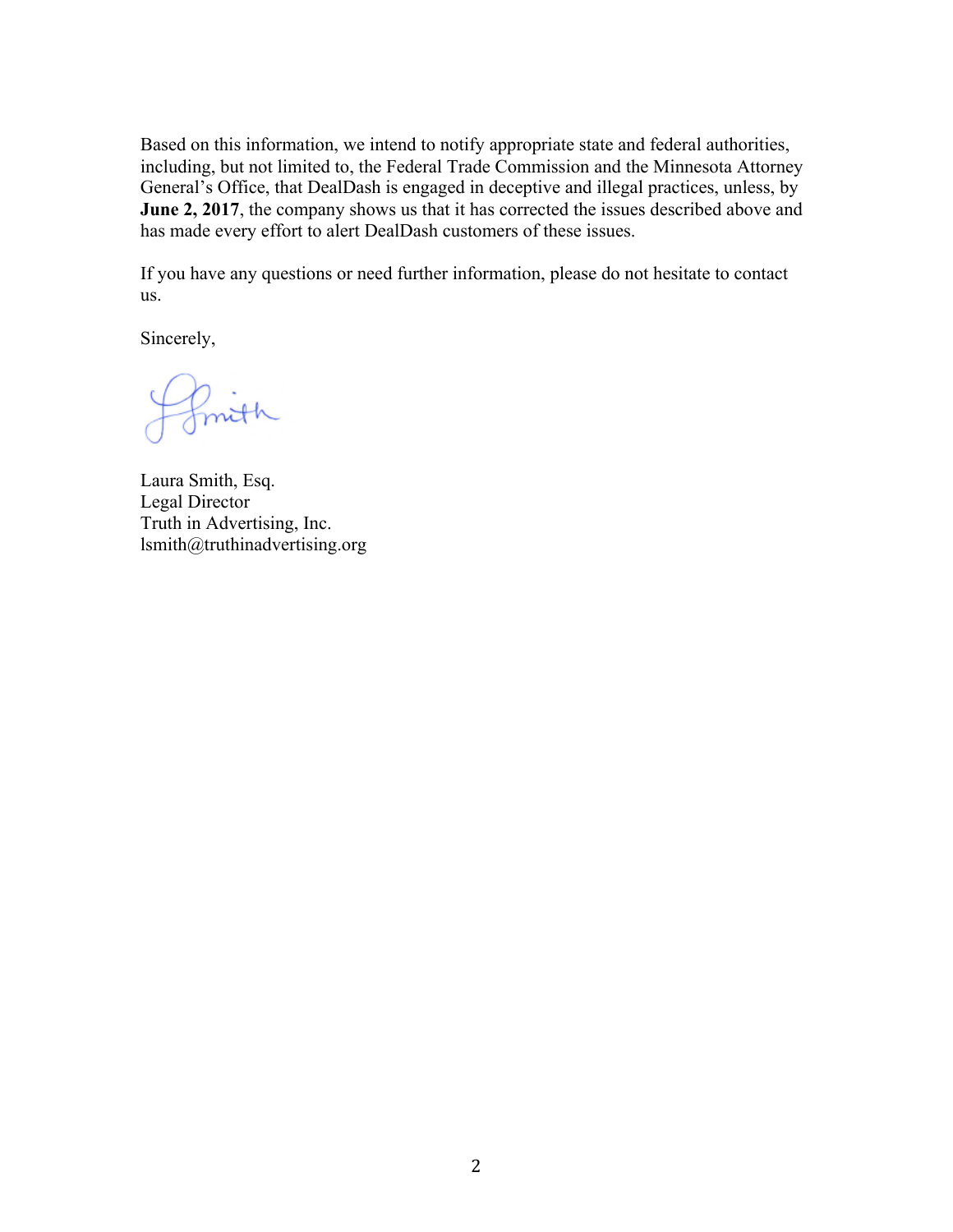Based on this information, we intend to notify appropriate state and federal authorities, including, but not limited to, the Federal Trade Commission and the Minnesota Attorney General's Office, that DealDash is engaged in deceptive and illegal practices, unless, by **June 2, 2017**, the company shows us that it has corrected the issues described above and has made every effort to alert DealDash customers of these issues.

If you have any questions or need further information, please do not hesitate to contact us.

Sincerely,

Laura Smith, Esq.
Legal Director
Truth in Advertising, Inc.
lsmith@truthinadvertising.org